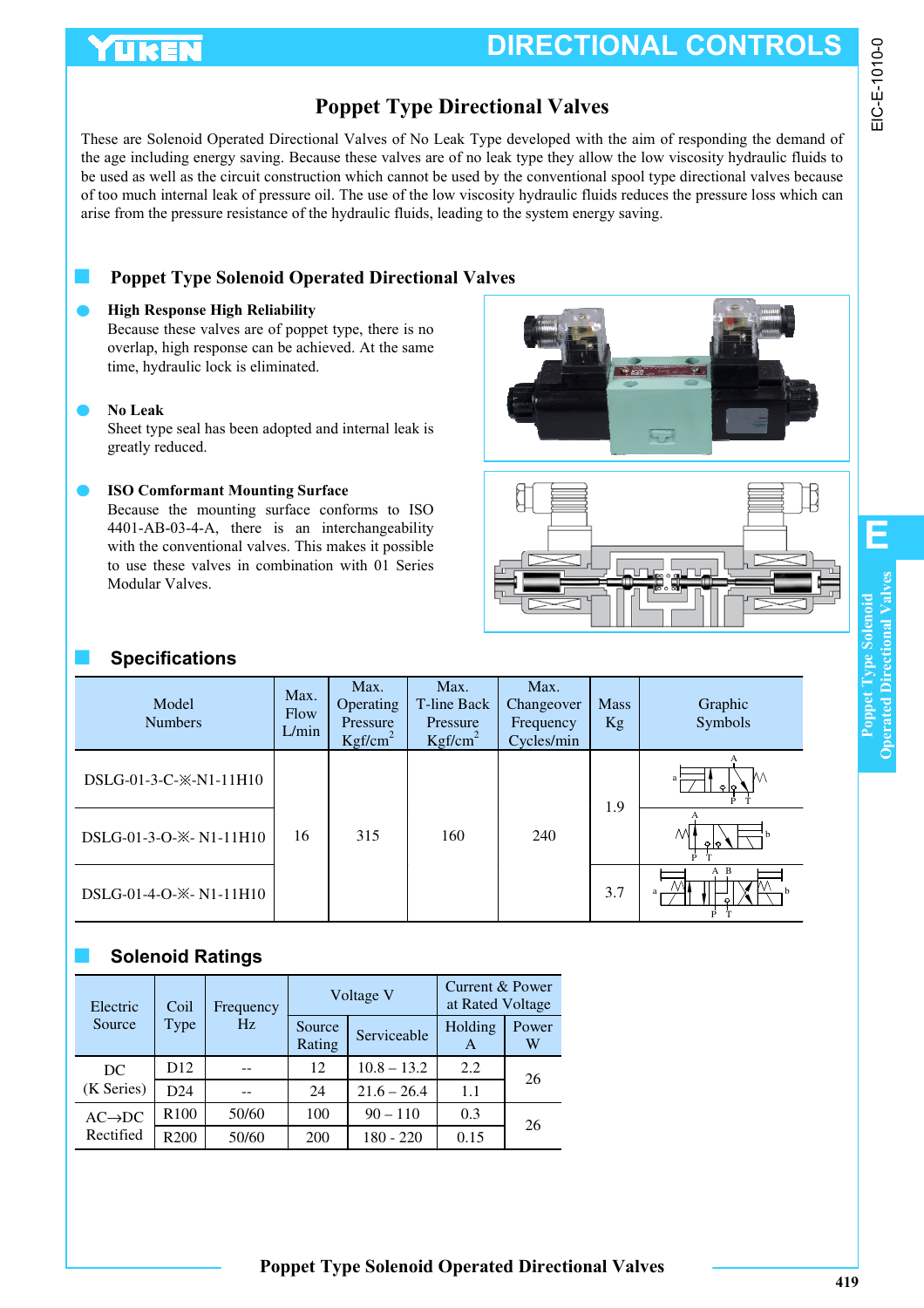# Poppet Type Directional Valves

These are Solenoid Operated Directional Valves of No Leak Type developed with the aim of responding the demand of the age including energy saving. Because these valves are of no leak type they allow the low viscosity hydraulic fluids to be used as well as the circuit construction which cannot be used by the conventional spool type directional valves because of too much internal leak of pressure oil. The use of the low viscosity hydraulic fluids reduces the pressure loss which can arise from the pressure resistance of the hydraulic fluids, leading to the system energy saving.

## Poppet Type Solenoid Operated Directional Valves

- **High Response High Reliability**
  Because these valves are of poppet type, there is no overlap, high response can be achieved. At the same time, hydraulic lock is eliminated.

- **No Leak**
  Sheet type seal has been adopted and internal leak is greatly reduced.

- **ISO Comformant Mounting Surface**
  Because the mounting surface conforms to ISO 4401-AB-03-4-A, there is an interchangeability with the conventional valves. This makes it possible to use these valves in combination with 01 Series Modular Valves.

## Specifications

| Model Numbers | Max. Flow L/min | Max. Operating Pressure Kgf/cm$^2$ | Max. T-line Back Pressure Kgf/cm$^2$ | Max. Changeover Frequency Cycles/min | Mass Kg | Graphic Symbols |
|---|---|---|---|---|---|---|
| DSLG-01-3-C-※-N1-11H10 | 16 | 315 | 160 | 240 | 1.9 | |
| DSLG-01-3-O-※- N1-11H10 | | | | | | |
| DSLG-01-4-O-※- N1-11H10 | | | | | 3.7 | |

## Solenoid Ratings

| Electric Source | Coil Type | Frequency Hz | Voltage V | | Current & Power at Rated Voltage | |
|---|---|---|---|---|---|---|
| | | | Source Rating | Serviceable | Holding A | Power W |
| DC (K Series) | D12 | -- | 12 | 10.8 – 13.2 | 2.2 | 26 |
| | D24 | -- | 24 | 21.6 – 26.4 | 1.1 | |
| AC→DC Rectified | R100 | 50/60 | 100 | 90 – 110 | 0.3 | 26 |
| | R200 | 50/60 | 200 | 180 - 220 | 0.15 | |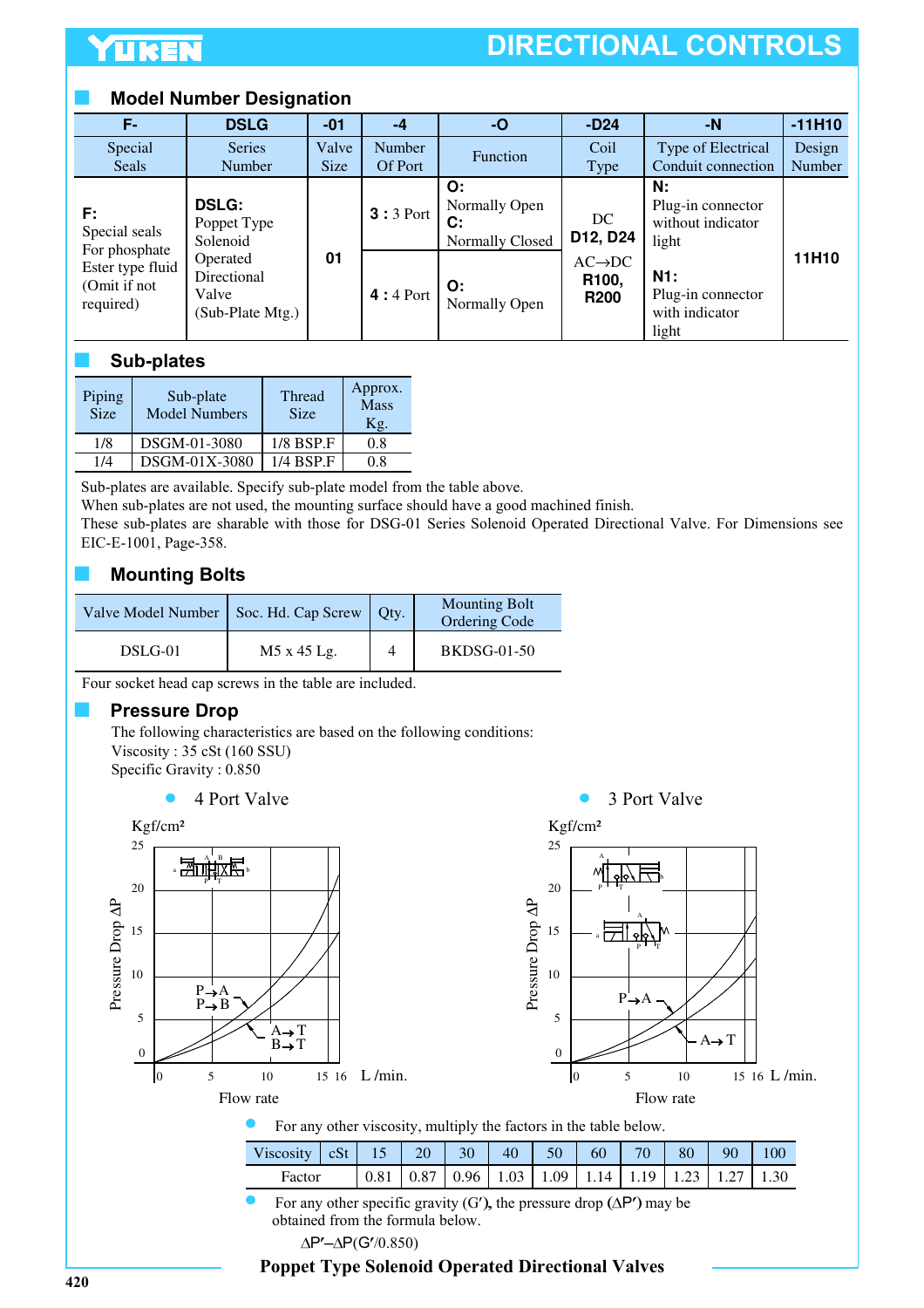## Model Number Designation

| F- | DSLG | -01 | -4 | -O | -D24 | -N | -11H10 |
|---|---|---|---|---|---|---|---|
| Special Seals | Series Number | Valve Size | Number Of Port | Function | Coil Type | Type of Electrical Conduit connection | Design Number |
| **F:** Special seals For phosphate Ester type fluid (Omit if not required) | **DSLG:** Poppet Type Solenoid Operated Directional Valve (Sub-Plate Mtg.) | **01** | **3 :** 3 Port | **O:** Normally Open **C:** Normally Closed | DC **D12, D24** AC→DC **R100, R200** | **N:** Plug-in connector without indicator light **N1:** Plug-in connector with indicator light | **11H10** |
| | | | **4 :** 4 Port | **O:** Normally Open | | | |

## Sub-plates

| Piping Size | Sub-plate Model Numbers | Thread Size | Approx. Mass Kg. |
|---|---|---|---|
| 1/8 | DSGM-01-3080 | 1/8 BSP.F | 0.8 |
| 1/4 | DSGM-01X-3080 | 1/4 BSP.F | 0.8 |

Sub-plates are available. Specify sub-plate model from the table above.
When sub-plates are not used, the mounting surface should have a good machined finish.
These sub-plates are sharable with those for DSG-01 Series Solenoid Operated Directional Valve. For Dimensions see EIC-E-1001, Page-358.

## Mounting Bolts

| Valve Model Number | Soc. Hd. Cap Screw | Qty. | Mounting Bolt Ordering Code |
|---|---|---|---|
| DSLG-01 | M5 x 45 Lg. | 4 | BKDSG-01-50 |

Four socket head cap screws in the table are included.

## Pressure Drop

The following characteristics are based on the following conditions:
Viscosity : 35 cSt (160 SSU)
Specific Gravity : 0.850

- 4 Port Valve

Pressure Drop ΔP (Kgf/cm²) vs. Flow rate (L/min.) — curves: P→A, P→B; A→T, B→T

- 3 Port Valve

Pressure Drop ΔP (Kgf/cm²) vs. Flow rate (L/min.) — curves: P→A; A→T

- For any other viscosity, multiply the factors in the table below.

| Viscosity | cSt | 15 | 20 | 30 | 40 | 50 | 60 | 70 | 80 | 90 | 100 |
|---|---|---|---|---|---|---|---|---|---|---|---|
| Factor | | 0.81 | 0.87 | 0.96 | 1.03 | 1.09 | 1.14 | 1.19 | 1.23 | 1.27 | 1.30 |

- For any other specific gravity (G′), the pressure drop (ΔP′) may be obtained from the formula below.

$\Delta P' = \Delta P (G'/0.850)$

**Poppet Type Solenoid Operated Directional Valves**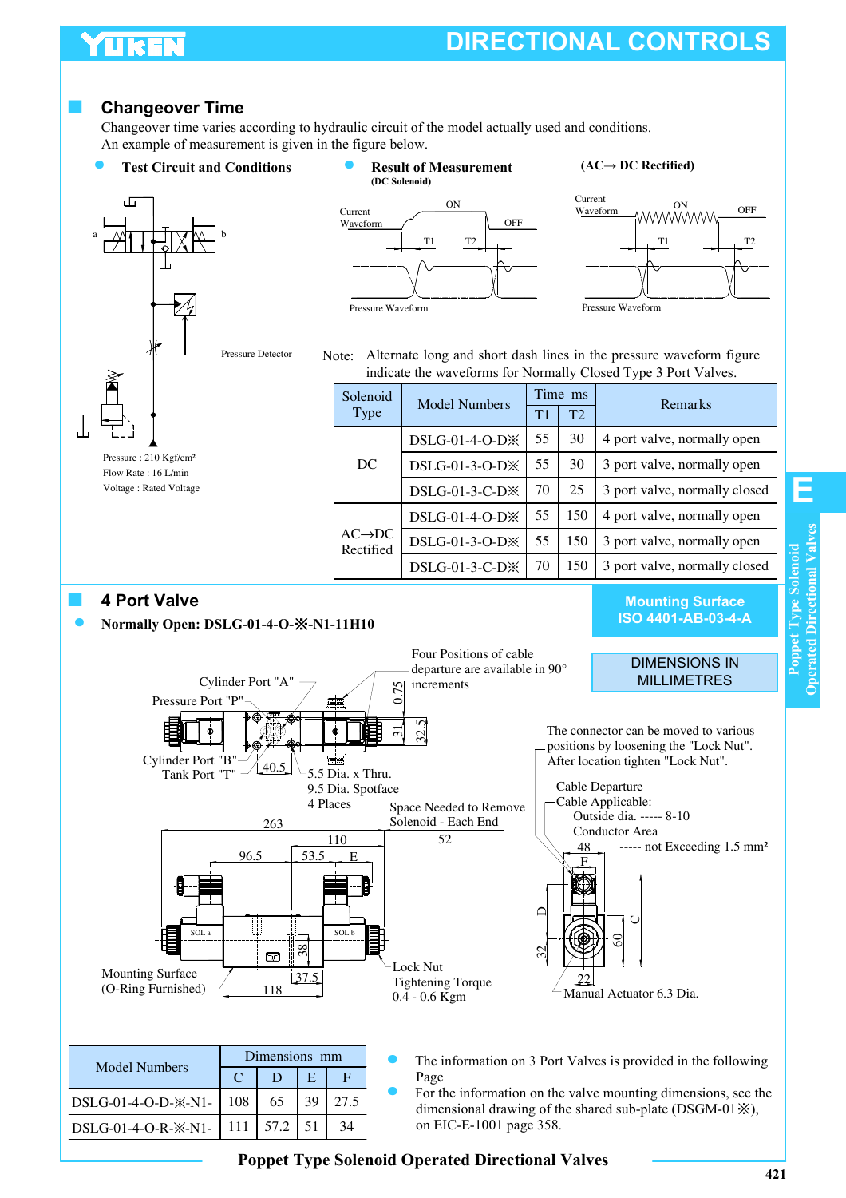## Changeover Time

Changeover time varies according to hydraulic circuit of the model actually used and conditions.
An example of measurement is given in the figure below.

- **Test Circuit and Conditions**

Pressure Detector

Pressure : 210 Kgf/cm²
Flow Rate : 16 L/min
Voltage : Rated Voltage

- **Result of Measurement** (DC Solenoid)

**(AC→ DC Rectified)**

Current Waveform — ON / OFF — T1 / T2

Pressure Waveform

Note: Alternate long and short dash lines in the pressure waveform figure indicate the waveforms for Normally Closed Type 3 Port Valves.

| Solenoid Type | Model Numbers | Time ms | | Remarks |
|---|---|---|---|---|
| | | T1 | T2 | |
| DC | DSLG-01-4-O-D※ | 55 | 30 | 4 port valve, normally open |
| | DSLG-01-3-O-D※ | 55 | 30 | 3 port valve, normally open |
| | DSLG-01-3-C-D※ | 70 | 25 | 3 port valve, normally closed |
| AC→DC Rectified | DSLG-01-4-O-D※ | 55 | 150 | 4 port valve, normally open |
| | DSLG-01-3-O-D※ | 55 | 150 | 3 port valve, normally open |
| | DSLG-01-3-C-D※ | 70 | 150 | 3 port valve, normally closed |

## 4 Port Valve

**Mounting Surface ISO 4401-AB-03-4-A**

**DIMENSIONS IN MILLIMETRES**

- **Normally Open: DSLG-01-4-O-※-N1-11H10**

Cylinder Port "A"
Pressure Port "P"
Cylinder Port "B"
Tank Port "T"

Four Positions of cable departure are available in 90° increments

5.5 Dia. x Thru.
9.5 Dia. Spotface
4 Places

Space Needed to Remove Solenoid - Each End

The connector can be moved to various positions by loosening the "Lock Nut". After location tighten "Lock Nut".

Cable Departure
Cable Applicable:
Outside dia. ----- 8-10
Conductor Area
----- not Exceeding 1.5 mm²

Mounting Surface (O-Ring Furnished)

Lock Nut
Tightening Torque
0.4 - 0.6 Kgm

Manual Actuator 6.3 Dia.

| Model Numbers | Dimensions mm | | | |
|---|---|---|---|---|
| | C | D | E | F |
| DSLG-01-4-O-D-※-N1- | 108 | 65 | 39 | 27.5 |
| DSLG-01-4-O-R-※-N1- | 111 | 57.2 | 51 | 34 |

- The information on 3 Port Valves is provided in the following Page
- For the information on the valve mounting dimensions, see the dimensional drawing of the shared sub-plate (DSGM-01※), on EIC-E-1001 page 358.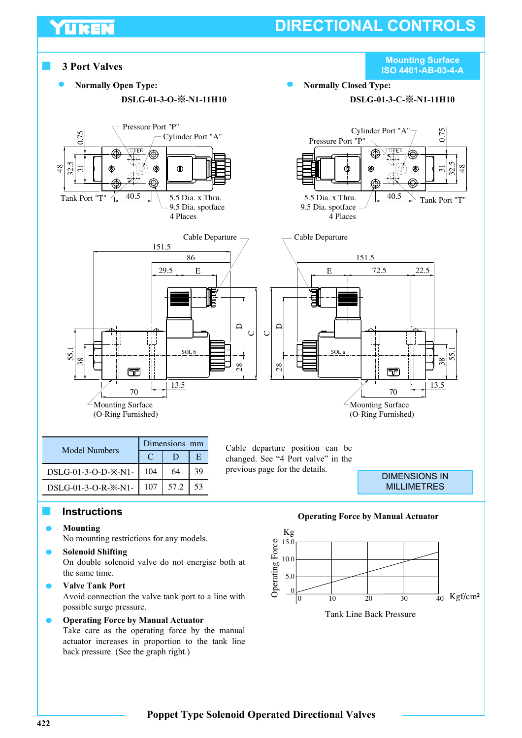## 3 Port Valves

**Mounting Surface ISO 4401-AB-03-4-A**

- **Normally Open Type:**

  **DSLG-01-3-O-※-N1-11H10**

- **Normally Closed Type:**

  **DSLG-01-3-C-※-N1-11H10**

Pressure Port "P"
Cylinder Port "A"
Tank Port "T"
5.5 Dia. x Thru.
9.5 Dia. spotface
4 Places

Cable Departure

Mounting Surface
(O-Ring Furnished)

| Model Numbers | Dimensions mm | | |
|---|---|---|---|
| | C | D | E |
| DSLG-01-3-O-D-※-N1- | 104 | 64 | 39 |
| DSLG-01-3-O-R-※-N1- | 107 | 57.2 | 53 |

Cable departure position can be changed. See "4 Port valve" in the previous page for the details.

DIMENSIONS IN MILLIMETRES

## Instructions

- **Mounting**
  No mounting restrictions for any models.
- **Solenoid Shifting**
  On double solenoid valve do not energise both at the same time.
- **Valve Tank Port**
  Avoid connection the valve tank port to a line with possible surge pressure.
- **Operating Force by Manual Actuator**
  Take care as the operating force by the manual actuator increases in proportion to the tank line back pressure. (See the graph right.)

**Operating Force by Manual Actuator**

Operating Force (Kg) vs. Tank Line Back Pressure (Kgf/cm²)

**Poppet Type Solenoid Operated Directional Valves**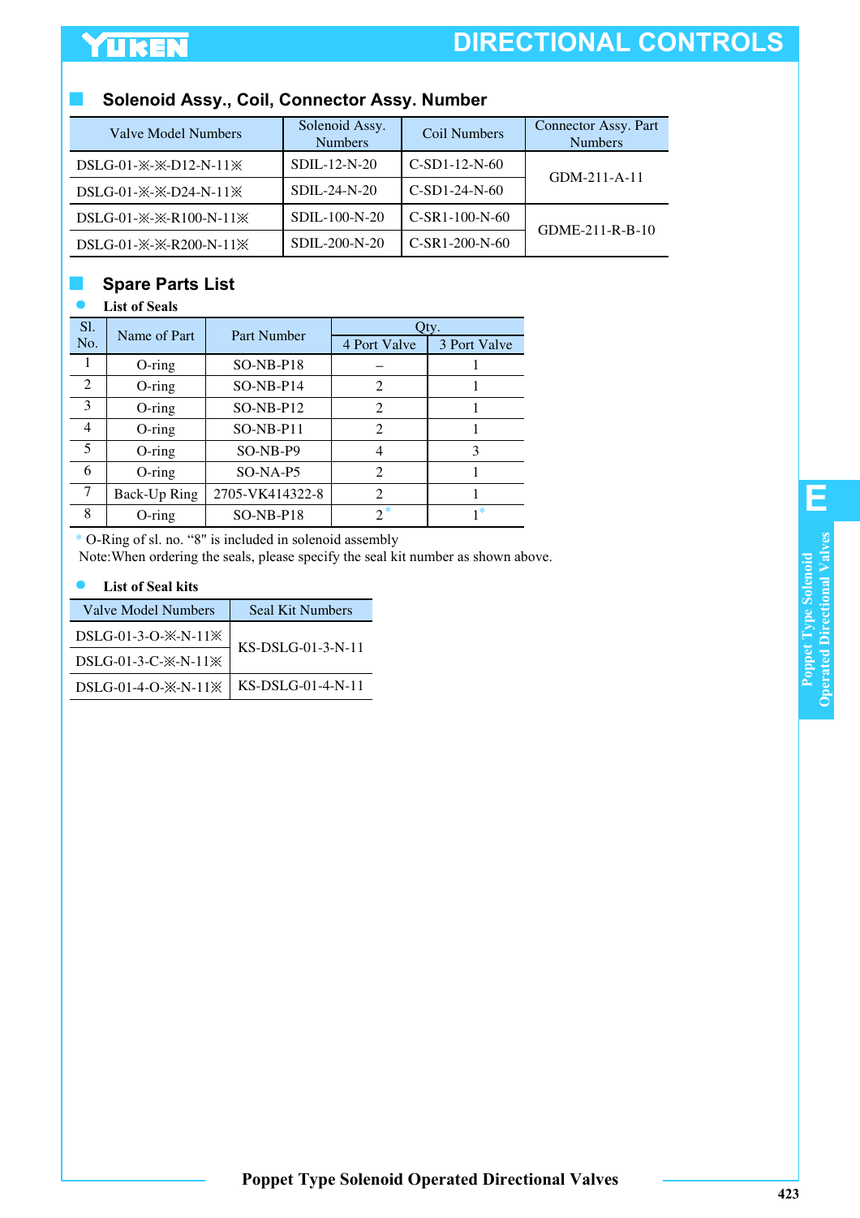## Solenoid Assy., Coil, Connector Assy. Number

| Valve Model Numbers | Solenoid Assy. Numbers | Coil Numbers | Connector Assy. Part Numbers |
|---|---|---|---|
| DSLG-01-※-※-D12-N-11※ | SDIL-12-N-20 | C-SD1-12-N-60 | GDM-211-A-11 |
| DSLG-01-※-※-D24-N-11※ | SDIL-24-N-20 | C-SD1-24-N-60 | |
| DSLG-01-※-※-R100-N-11※ | SDIL-100-N-20 | C-SR1-100-N-60 | GDME-211-R-B-10 |
| DSLG-01-※-※-R200-N-11※ | SDIL-200-N-20 | C-SR1-200-N-60 | |

## Spare Parts List

- **List of Seals**

| Sl. No. | Name of Part | Part Number | Qty. | |
|---|---|---|---|---|
| | | | 4 Port Valve | 3 Port Valve |
| 1 | O-ring | SO-NB-P18 | – | 1 |
| 2 | O-ring | SO-NB-P14 | 2 | 1 |
| 3 | O-ring | SO-NB-P12 | 2 | 1 |
| 4 | O-ring | SO-NB-P11 | 2 | 1 |
| 5 | O-ring | SO-NB-P9 | 4 | 3 |
| 6 | O-ring | SO-NA-P5 | 2 | 1 |
| 7 | Back-Up Ring | 2705-VK414322-8 | 2 | 1 |
| 8 | O-ring | SO-NB-P18 | 2* | 1* |

\* O-Ring of sl. no. “8" is included in solenoid assembly
Note:When ordering the seals, please specify the seal kit number as shown above.

- **List of Seal kits**

| Valve Model Numbers | Seal Kit Numbers |
|---|---|
| DSLG-01-3-O-※-N-11※ | KS-DSLG-01-3-N-11 |
| DSLG-01-3-C-※-N-11※ | |
| DSLG-01-4-O-※-N-11※ | KS-DSLG-01-4-N-11 |